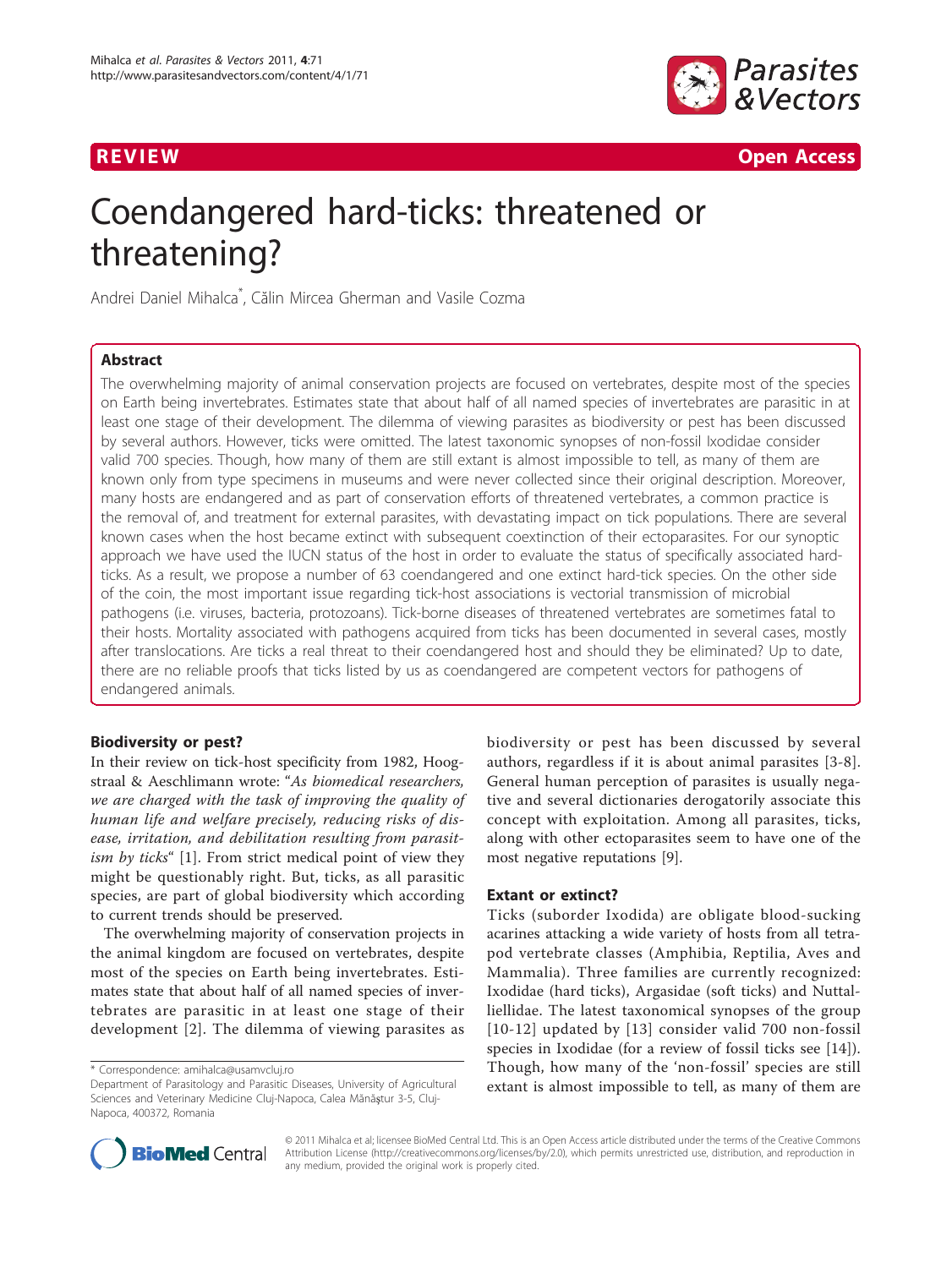REVIEW Open Access

# Coendangered hard-ticks: threatened or threatening?

Andrei Daniel Mihalca*, Călin Mircea Gherman and Vasile Cozma

## Abstract

The overwhelming majority of animal conservation projects are focused on vertebrates, despite most of the species on Earth being invertebrates. Estimates state that about half of all named species of invertebrates are parasitic in at least one stage of their development. The dilemma of viewing parasites as biodiversity or pest has been discussed by several authors. However, ticks were omitted. The latest taxonomic synopses of non-fossil Ixodidae consider valid 700 species. Though, how many of them are still extant is almost impossible to tell, as many of them are known only from type specimens in museums and were never collected since their original description. Moreover, many hosts are endangered and as part of conservation efforts of threatened vertebrates, a common practice is the removal of, and treatment for external parasites, with devastating impact on tick populations. There are several known cases when the host became extinct with subsequent coextinction of their ectoparasites. For our synoptic approach we have used the IUCN status of the host in order to evaluate the status of specifically associated hard-ticks. As a result, we propose a number of 63 coendangered and one extinct hard-tick species. On the other side of the coin, the most important issue regarding tick-host associations is vectorial transmission of microbial pathogens (i.e. viruses, bacteria, protozoans). Tick-borne diseases of threatened vertebrates are sometimes fatal to their hosts. Mortality associated with pathogens acquired from ticks has been documented in several cases, mostly after translocations. Are ticks a real threat to their coendangered host and should they be eliminated? Up to date, there are no reliable proofs that ticks listed by us as coendangered are competent vectors for pathogens of endangered animals.

## Biodiversity or pest?

In their review on tick-host specificity from 1982, Hoogstraal & Aeschlimann wrote: "*As biomedical researchers, we are charged with the task of improving the quality of human life and welfare precisely, reducing risks of disease, irritation, and debilitation resulting from parasitism by ticks*" [1]. From strict medical point of view they might be questionably right. But, ticks, as all parasitic species, are part of global biodiversity which according to current trends should be preserved.

The overwhelming majority of conservation projects in the animal kingdom are focused on vertebrates, despite most of the species on Earth being invertebrates. Estimates state that about half of all named species of invertebrates are parasitic in at least one stage of their development [2]. The dilemma of viewing parasites as biodiversity or pest has been discussed by several authors, regardless if it is about animal parasites [3-8]. General human perception of parasites is usually negative and several dictionaries derogatorily associate this concept with exploitation. Among all parasites, ticks, along with other ectoparasites seem to have one of the most negative reputations [9].

## Extant or extinct?

Ticks (suborder Ixodida) are obligate blood-sucking acarines attacking a wide variety of hosts from all tetrapod vertebrate classes (Amphibia, Reptilia, Aves and Mammalia). Three families are currently recognized: Ixodidae (hard ticks), Argasidae (soft ticks) and Nuttalliellidae. The latest taxonomical synopses of the group [10-12] updated by [13] consider valid 700 non-fossil species in Ixodidae (for a review of fossil ticks see [14]). Though, how many of the 'non-fossil' species are still extant is almost impossible to tell, as many of them are

* Correspondence: amihalca@usamvcluj.ro
Department of Parasitology and Parasitic Diseases, University of Agricultural Sciences and Veterinary Medicine Cluj-Napoca, Calea Mănăştur 3-5, Cluj-Napoca, 400372, Romania

© 2011 Mihalca et al; licensee BioMed Central Ltd. This is an Open Access article distributed under the terms of the Creative Commons Attribution License (http://creativecommons.org/licenses/by/2.0), which permits unrestricted use, distribution, and reproduction in any medium, provided the original work is properly cited.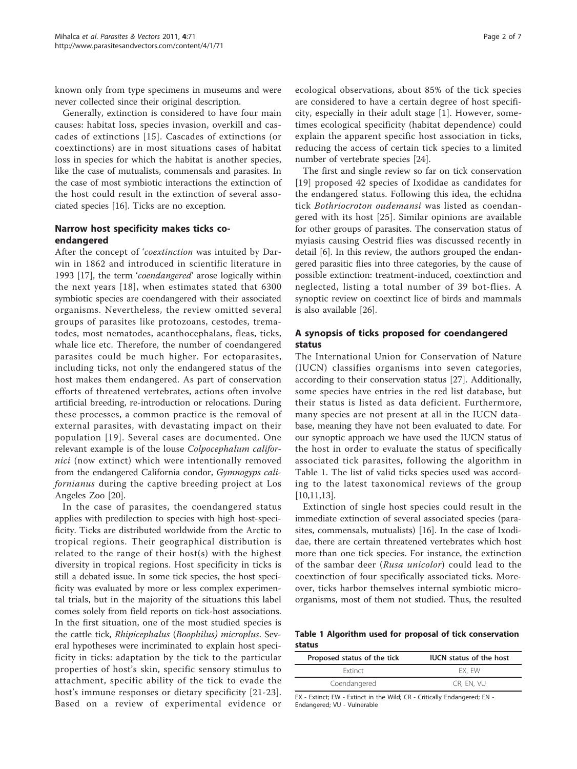known only from type specimens in museums and were never collected since their original description.

Generally, extinction is considered to have four main causes: habitat loss, species invasion, overkill and cascades of extinctions [15]. Cascades of extinctions (or coextinctions) are in most situations cases of habitat loss in species for which the habitat is another species, like the case of mutualists, commensals and parasites. In the case of most symbiotic interactions the extinction of the host could result in the extinction of several associated species [16]. Ticks are no exception.

## Narrow host specificity makes ticks co-endangered

After the concept of '*coextinction*' was intuited by Darwin in 1862 and introduced in scientific literature in 1993 [17], the term '*coendangered*' arose logically within the next years [18], when estimates stated that 6300 symbiotic species are coendangered with their associated organisms. Nevertheless, the review omitted several groups of parasites like protozoans, cestodes, trematodes, most nematodes, acanthocephalans, fleas, ticks, whale lice etc. Therefore, the number of coendangered parasites could be much higher. For ectoparasites, including ticks, not only the endangered status of the host makes them endangered. As part of conservation efforts of threatened vertebrates, actions often involve artificial breeding, re-introduction or relocations. During these processes, a common practice is the removal of external parasites, with devastating impact on their population [19]. Several cases are documented. One relevant example is of the louse *Colpocephalum californici* (now extinct) which were intentionally removed from the endangered California condor, *Gymnogyps californianus* during the captive breeding project at Los Angeles Zoo [20].

In the case of parasites, the coendangered status applies with predilection to species with high host-specificity. Ticks are distributed worldwide from the Arctic to tropical regions. Their geographical distribution is related to the range of their host(s) with the highest diversity in tropical regions. Host specificity in ticks is still a debated issue. In some tick species, the host specificity was evaluated by more or less complex experimental trials, but in the majority of the situations this label comes solely from field reports on tick-host associations. In the first situation, one of the most studied species is the cattle tick, *Rhipicephalus* (*Boophilus*) *microplus*. Several hypotheses were incriminated to explain host specificity in ticks: adaptation by the tick to the particular properties of host's skin, specific sensory stimulus to attachment, specific ability of the tick to evade the host's immune responses or dietary specificity [21-23]. Based on a review of experimental evidence or ecological observations, about 85% of the tick species are considered to have a certain degree of host specificity, especially in their adult stage [1]. However, sometimes ecological specificity (habitat dependence) could explain the apparent specific host association in ticks, reducing the access of certain tick species to a limited number of vertebrate species [24].

The first and single review so far on tick conservation [19] proposed 42 species of Ixodidae as candidates for the endangered status. Following this idea, the echidna tick *Bothriocroton oudemansi* was listed as coendangered with its host [25]. Similar opinions are available for other groups of parasites. The conservation status of myiasis causing Oestrid flies was discussed recently in detail [6]. In this review, the authors grouped the endangered parasitic flies into three categories, by the cause of possible extinction: treatment-induced, coextinction and neglected, listing a total number of 39 bot-flies. A synoptic review on coextinct lice of birds and mammals is also available [26].

## A synopsis of ticks proposed for coendangered status

The International Union for Conservation of Nature (IUCN) classifies organisms into seven categories, according to their conservation status [27]. Additionally, some species have entries in the red list database, but their status is listed as data deficient. Furthermore, many species are not present at all in the IUCN database, meaning they have not been evaluated to date. For our synoptic approach we have used the IUCN status of the host in order to evaluate the status of specifically associated tick parasites, following the algorithm in Table 1. The list of valid ticks species used was according to the latest taxonomical reviews of the group [10,11,13].

Extinction of single host species could result in the immediate extinction of several associated species (parasites, commensals, mutualists) [16]. In the case of Ixodidae, there are certain threatened vertebrates which host more than one tick species. For instance, the extinction of the sambar deer (*Rusa unicolor*) could lead to the coextinction of four specifically associated ticks. Moreover, ticks harbor themselves internal symbiotic microorganisms, most of them not studied. Thus, the resulted

**Table 1 Algorithm used for proposal of tick conservation status**

| Proposed status of the tick | IUCN status of the host |
|---|---|
| Extinct | EX, EW |
| Coendangered | CR, EN, VU |

EX - Extinct; EW - Extinct in the Wild; CR - Critically Endangered; EN - Endangered; VU - Vulnerable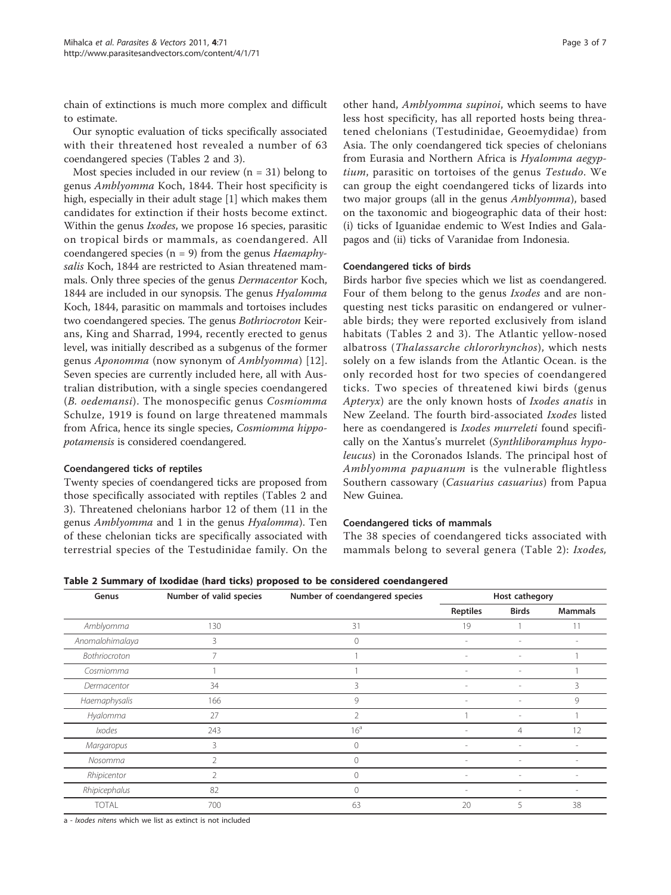chain of extinctions is much more complex and difficult to estimate.

Our synoptic evaluation of ticks specifically associated with their threatened host revealed a number of 63 coendangered species (Tables 2 and 3).

Most species included in our review (n = 31) belong to genus *Amblyomma* Koch, 1844. Their host specificity is high, especially in their adult stage [1] which makes them candidates for extinction if their hosts become extinct. Within the genus *Ixodes*, we propose 16 species, parasitic on tropical birds or mammals, as coendangered. All coendangered species (n = 9) from the genus *Haemaphysalis* Koch, 1844 are restricted to Asian threatened mammals. Only three species of the genus *Dermacentor* Koch, 1844 are included in our synopsis. The genus *Hyalomma* Koch, 1844, parasitic on mammals and tortoises includes two coendangered species. The genus *Bothriocroton* Keirans, King and Sharrad, 1994, recently erected to genus level, was initially described as a subgenus of the former genus *Aponomma* (now synonym of *Amblyomma*) [12]. Seven species are currently included here, all with Australian distribution, with a single species coendangered (*B. oedemansi*). The monospecific genus *Cosmiomma* Schulze, 1919 is found on large threatened mammals from Africa, hence its single species, *Cosmiomma hippopotamensis* is considered coendangered.

### Coendangered ticks of reptiles

Twenty species of coendangered ticks are proposed from those specifically associated with reptiles (Tables 2 and 3). Threatened chelonians harbor 12 of them (11 in the genus *Amblyomma* and 1 in the genus *Hyalomma*). Ten of these chelonian ticks are specifically associated with terrestrial species of the Testudinidae family. On the other hand, *Amblyomma supinoi*, which seems to have less host specificity, has all reported hosts being threatened chelonians (Testudinidae, Geoemydidae) from Asia. The only coendangered tick species of chelonians from Eurasia and Northern Africa is *Hyalomma aegyptium*, parasitic on tortoises of the genus *Testudo*. We can group the eight coendangered ticks of lizards into two major groups (all in the genus *Amblyomma*), based on the taxonomic and biogeographic data of their host: (i) ticks of Iguanidae endemic to West Indies and Galapagos and (ii) ticks of Varanidae from Indonesia.

### Coendangered ticks of birds

Birds harbor five species which we list as coendangered. Four of them belong to the genus *Ixodes* and are non-questing nest ticks parasitic on endangered or vulnerable birds; they were reported exclusively from island habitats (Tables 2 and 3). The Atlantic yellow-nosed albatross (*Thalassarche chlororhynchos*), which nests solely on a few islands from the Atlantic Ocean. is the only recorded host for two species of coendangered ticks. Two species of threatened kiwi birds (genus *Apteryx*) are the only known hosts of *Ixodes anatis* in New Zeeland. The fourth bird-associated *Ixodes* listed here as coendangered is *Ixodes murreleti* found specifically on the Xantus's murrelet (*Synthliboramphus hypoleucus*) in the Coronados Islands. The principal host of *Amblyomma papuanum* is the vulnerable flightless Southern cassowary (*Casuarius casuarius*) from Papua New Guinea.

### Coendangered ticks of mammals

The 38 species of coendangered ticks associated with mammals belong to several genera (Table 2): *Ixodes,*

**Table 2 Summary of Ixodidae (hard ticks) proposed to be considered coendangered**

| Genus | Number of valid species | Number of coendangered species | Host cathegory | | |
|---|---|---|---|---|---|
| | | | Reptiles | Birds | Mammals |
| *Amblyomma* | 130 | 31 | 19 | 1 | 11 |
| *Anomalohimalaya* | 3 | 0 | - | - | - |
| *Bothriocroton* | 7 | 1 | - | - | 1 |
| *Cosmiomma* | 1 | 1 | - | - | 1 |
| *Dermacentor* | 34 | 3 | - | - | 3 |
| *Haemaphysalis* | 166 | 9 | - | - | 9 |
| *Hyalomma* | 27 | 2 | 1 | - | 1 |
| *Ixodes* | 243 | 16[a] | - | 4 | 12 |
| *Margaropus* | 3 | 0 | - | - | - |
| *Nosomma* | 2 | 0 | - | - | - |
| *Rhipicentor* | 2 | 0 | - | - | - |
| *Rhipicephalus* | 82 | 0 | - | - | - |
| TOTAL | 700 | 63 | 20 | 5 | 38 |

a - *Ixodes nitens* which we list as extinct is not included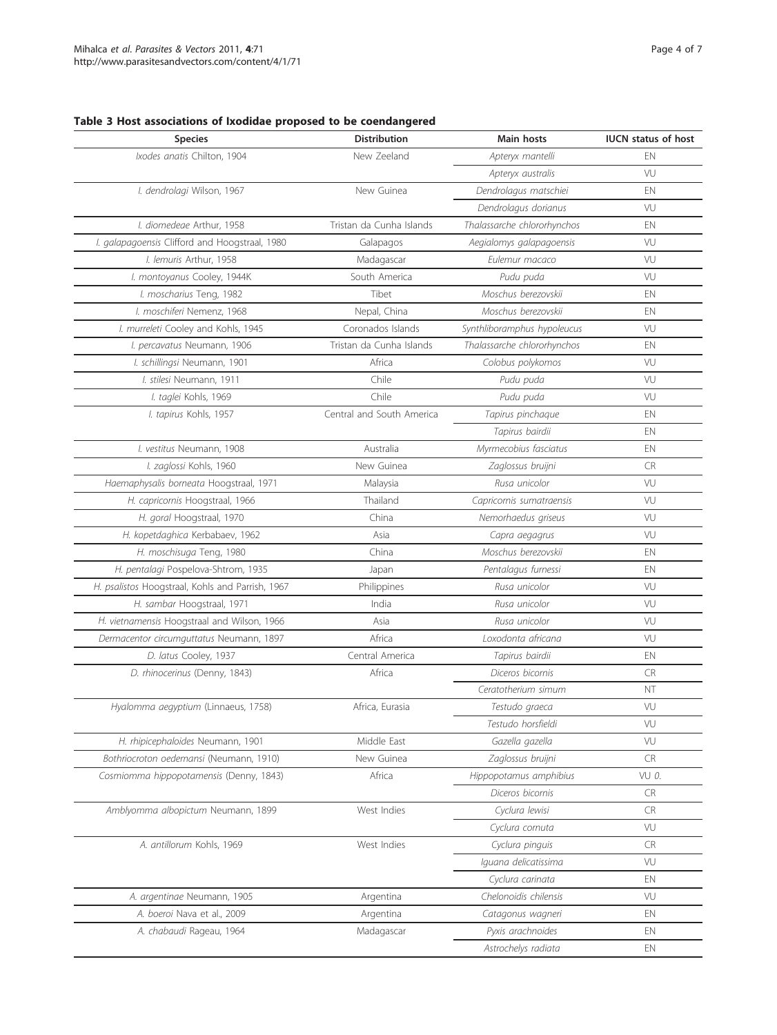**Table 3 Host associations of Ixodidae proposed to be coendangered**

| Species | Distribution | Main hosts | IUCN status of host |
| --- | --- | --- | --- |
| *Ixodes anatis* Chilton, 1904 | New Zeeland | *Apteryx mantelli* | EN |
| | | *Apteryx australis* | VU |
| *I. dendrolagi* Wilson, 1967 | New Guinea | *Dendrolagus matschiei* | EN |
| | | *Dendrolagus dorianus* | VU |
| *I. diomedeae* Arthur, 1958 | Tristan da Cunha Islands | *Thalassarche chlororhynchos* | EN |
| *I. galapagoensis* Clifford and Hoogstraal, 1980 | Galapagos | *Aegialomys galapagoensis* | VU |
| *I. lemuris* Arthur, 1958 | Madagascar | *Eulemur macaco* | VU |
| *I. montoyanus* Cooley, 1944K | South America | *Pudu puda* | VU |
| *I. moscharius* Teng, 1982 | Tibet | *Moschus berezovskii* | EN |
| *I. moschiferi* Nemenz, 1968 | Nepal, China | *Moschus berezovskii* | EN |
| *I. murreleti* Cooley and Kohls, 1945 | Coronados Islands | *Synthliboramphus hypoleucus* | VU |
| *I. percavatus* Neumann, 1906 | Tristan da Cunha Islands | *Thalassarche chlororhynchos* | EN |
| *I. schillingsi* Neumann, 1901 | Africa | *Colobus polykomos* | VU |
| *I. stilesi* Neumann, 1911 | Chile | *Pudu puda* | VU |
| *I. taglei* Kohls, 1969 | Chile | *Pudu puda* | VU |
| *I. tapirus* Kohls, 1957 | Central and South America | *Tapirus pinchaque* | EN |
| | | *Tapirus bairdii* | EN |
| *I. vestitus* Neumann, 1908 | Australia | *Myrmecobius fasciatus* | EN |
| *I. zaglossi* Kohls, 1960 | New Guinea | *Zaglossus bruijni* | CR |
| *Haemaphysalis borneata* Hoogstraal, 1971 | Malaysia | *Rusa unicolor* | VU |
| *H. capricornis* Hoogstraal, 1966 | Thailand | *Capricornis sumatraensis* | VU |
| *H. goral* Hoogstraal, 1970 | China | *Nemorhaedus griseus* | VU |
| *H. kopetdaghica* Kerbabaev, 1962 | Asia | *Capra aegagrus* | VU |
| *H. moschisuga* Teng, 1980 | China | *Moschus berezovskii* | EN |
| *H. pentalagi* Pospelova-Shtrom, 1935 | Japan | *Pentalagus furnessi* | EN |
| *H. psalistos* Hoogstraal, Kohls and Parrish, 1967 | Philippines | *Rusa unicolor* | VU |
| *H. sambar* Hoogstraal, 1971 | India | *Rusa unicolor* | VU |
| *H. vietnamensis* Hoogstraal and Wilson, 1966 | Asia | *Rusa unicolor* | VU |
| *Dermacentor circumguttatus* Neumann, 1897 | Africa | *Loxodonta africana* | VU |
| *D. latus* Cooley, 1937 | Central America | *Tapirus bairdii* | EN |
| *D. rhinocerinus* (Denny, 1843) | Africa | *Diceros bicornis* | CR |
| | | *Ceratotherium simum* | NT |
| *Hyalomma aegyptium* (Linnaeus, 1758) | Africa, Eurasia | *Testudo graeca* | VU |
| | | *Testudo horsfieldi* | VU |
| *H. rhipicephaloides* Neumann, 1901 | Middle East | *Gazella gazella* | VU |
| *Bothriocroton oedemansi* (Neumann, 1910) | New Guinea | *Zaglossus bruijni* | CR |
| *Cosmiomma hippopotamensis* (Denny, 1843) | Africa | *Hippopotamus amphibius* | VU *0.* |
| | | *Diceros bicornis* | CR |
| *Amblyomma albopictum* Neumann, 1899 | West Indies | *Cyclura lewisi* | CR |
| | | *Cyclura cornuta* | VU |
| *A. antillorum* Kohls, 1969 | West Indies | *Cyclura pinguis* | CR |
| | | *Iguana delicatissima* | VU |
| | | *Cyclura carinata* | EN |
| *A. argentinae* Neumann, 1905 | Argentina | *Chelonoidis chilensis* | VU |
| *A. boeroi* Nava et al., 2009 | Argentina | *Catagonus wagneri* | EN |
| *A. chabaudi* Rageau, 1964 | Madagascar | *Pyxis arachnoides* | EN |
| | | *Astrochelys radiata* | EN |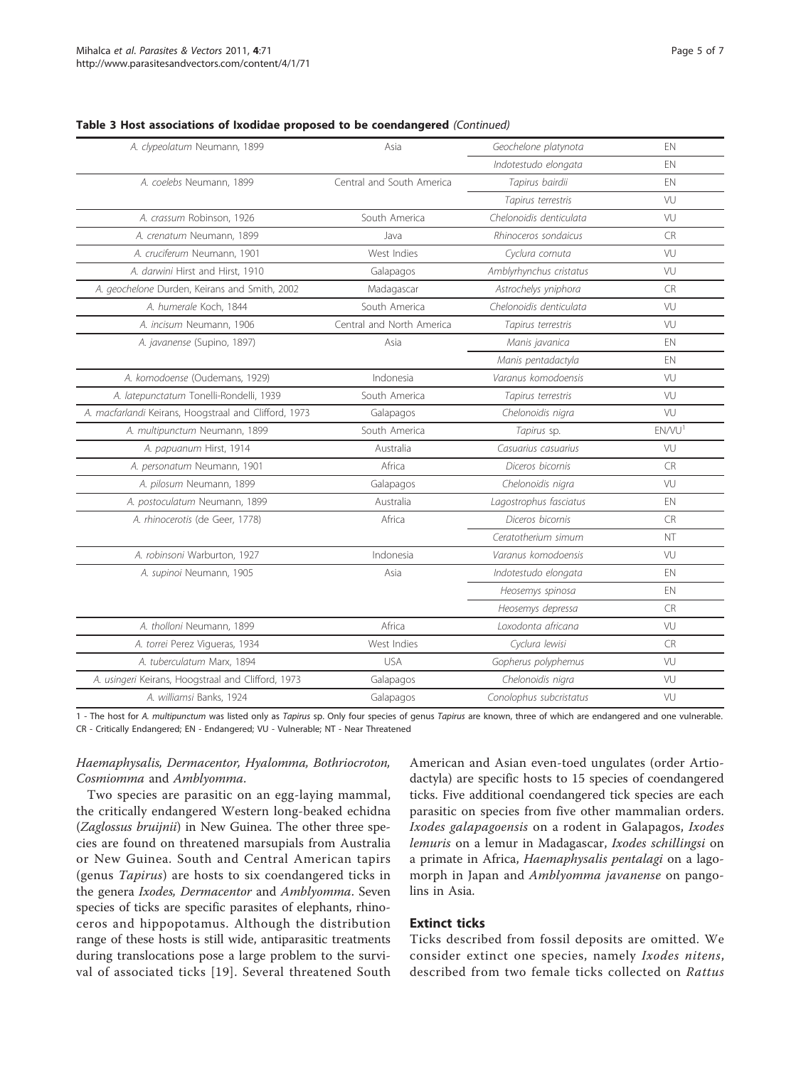**Table 3 Host associations of Ixodidae proposed to be coendangered** *(Continued)*

| | | | |
|---|---|---|---|
| *A. clypeolatum* Neumann, 1899 | Asia | *Geochelone platynota* | EN |
| | | *Indotestudo elongata* | EN |
| *A. coelebs* Neumann, 1899 | Central and South America | *Tapirus bairdii* | EN |
| | | *Tapirus terrestris* | VU |
| *A. crassum* Robinson, 1926 | South America | *Chelonoidis denticulata* | VU |
| *A. crenatum* Neumann, 1899 | Java | *Rhinoceros sondaicus* | CR |
| *A. cruciferum* Neumann, 1901 | West Indies | *Cyclura cornuta* | VU |
| *A. darwini* Hirst and Hirst, 1910 | Galapagos | *Amblyrhynchus cristatus* | VU |
| *A. geochelone* Durden, Keirans and Smith, 2002 | Madagascar | *Astrochelys yniphora* | CR |
| *A. humerale* Koch, 1844 | South America | *Chelonoidis denticulata* | VU |
| *A. incisum* Neumann, 1906 | Central and North America | *Tapirus terrestris* | VU |
| *A. javanense* (Supino, 1897) | Asia | *Manis javanica* | EN |
| | | *Manis pentadactyla* | EN |
| *A. komodoense* (Oudemans, 1929) | Indonesia | *Varanus komodoensis* | VU |
| *A. latepunctatum* Tonelli-Rondelli, 1939 | South America | *Tapirus terrestris* | VU |
| *A. macfarlandi* Keirans, Hoogstraal and Clifford, 1973 | Galapagos | *Chelonoidis nigra* | VU |
| *A. multipunctum* Neumann, 1899 | South America | *Tapirus* sp. | EN/VU[1] |
| *A. papuanum* Hirst, 1914 | Australia | *Casuarius casuarius* | VU |
| *A. personatum* Neumann, 1901 | Africa | *Diceros bicornis* | CR |
| *A. pilosum* Neumann, 1899 | Galapagos | *Chelonoidis nigra* | VU |
| *A. postoculatum* Neumann, 1899 | Australia | *Lagostrophus fasciatus* | EN |
| *A. rhinocerotis* (de Geer, 1778) | Africa | *Diceros bicornis* | CR |
| | | *Ceratotherium simum* | NT |
| *A. robinsoni* Warburton, 1927 | Indonesia | *Varanus komodoensis* | VU |
| *A. supinoi* Neumann, 1905 | Asia | *Indotestudo elongata* | EN |
| | | *Heosemys spinosa* | EN |
| | | *Heosemys depressa* | CR |
| *A. tholloni* Neumann, 1899 | Africa | *Loxodonta africana* | VU |
| *A. torrei* Perez Vigueras, 1934 | West Indies | *Cyclura lewisi* | CR |
| *A. tuberculatum* Marx, 1894 | USA | *Gopherus polyphemus* | VU |
| *A. usingeri* Keirans, Hoogstraal and Clifford, 1973 | Galapagos | *Chelonoidis nigra* | VU |
| *A. williamsi* Banks, 1924 | Galapagos | *Conolophus subcristatus* | VU |

1 - The host for *A. multipunctum* was listed only as *Tapirus* sp. Only four species of genus *Tapirus* are known, three of which are endangered and one vulnerable.
CR - Critically Endangered; EN - Endangered; VU - Vulnerable; NT - Near Threatened

*Haemaphysalis, Dermacentor, Hyalomma, Bothriocroton, Cosmiomma* and *Amblyomma*.

Two species are parasitic on an egg-laying mammal, the critically endangered Western long-beaked echidna (*Zaglossus bruijnii*) in New Guinea. The other three species are found on threatened marsupials from Australia or New Guinea. South and Central American tapirs (genus *Tapirus*) are hosts to six coendangered ticks in the genera *Ixodes, Dermacentor* and *Amblyomma*. Seven species of ticks are specific parasites of elephants, rhinoceros and hippopotamus. Although the distribution range of these hosts is still wide, antiparasitic treatments during translocations pose a large problem to the survival of associated ticks [19]. Several threatened South American and Asian even-toed ungulates (order Artiodactyla) are specific hosts to 15 species of coendangered ticks. Five additional coendangered tick species are each parasitic on species from five other mammalian orders. *Ixodes galapagoensis* on a rodent in Galapagos, *Ixodes lemuris* on a lemur in Madagascar, *Ixodes schillingsi* on a primate in Africa, *Haemaphysalis pentalagi* on a lagomorph in Japan and *Amblyomma javanense* on pangolins in Asia.

## Extinct ticks

Ticks described from fossil deposits are omitted. We consider extinct one species, namely *Ixodes nitens*, described from two female ticks collected on *Rattus*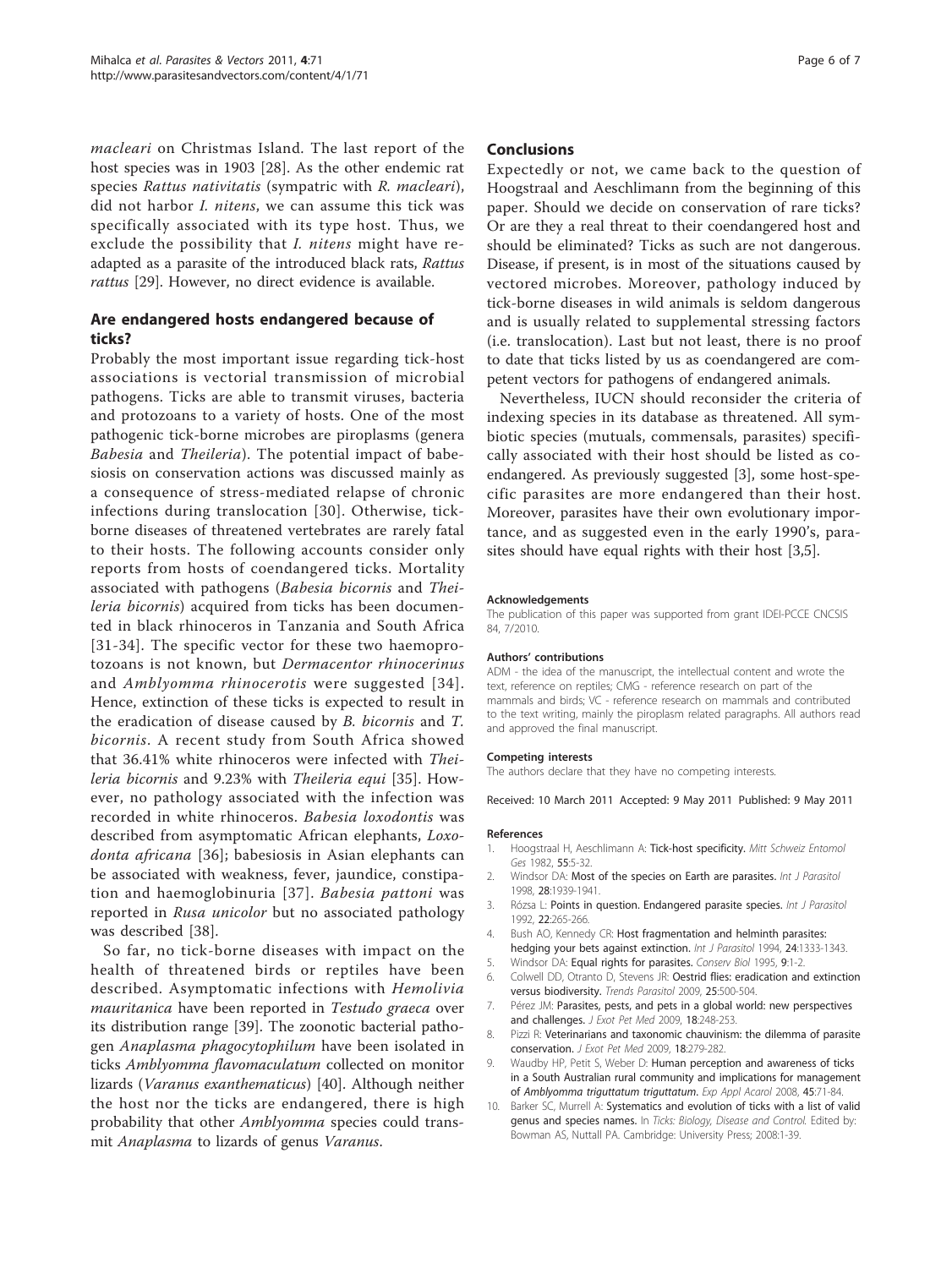*macleari* on Christmas Island. The last report of the host species was in 1903 [28]. As the other endemic rat species *Rattus nativitatis* (sympatric with *R. macleari*), did not harbor *I. nitens*, we can assume this tick was specifically associated with its type host. Thus, we exclude the possibility that *I. nitens* might have re-adapted as a parasite of the introduced black rats, *Rattus rattus* [29]. However, no direct evidence is available.

## Are endangered hosts endangered because of ticks?

Probably the most important issue regarding tick-host associations is vectorial transmission of microbial pathogens. Ticks are able to transmit viruses, bacteria and protozoans to a variety of hosts. One of the most pathogenic tick-borne microbes are piroplasms (genera *Babesia* and *Theileria*). The potential impact of babesiosis on conservation actions was discussed mainly as a consequence of stress-mediated relapse of chronic infections during translocation [30]. Otherwise, tick-borne diseases of threatened vertebrates are rarely fatal to their hosts. The following accounts consider only reports from hosts of coendangered ticks. Mortality associated with pathogens (*Babesia bicornis* and *Theileria bicornis*) acquired from ticks has been documented in black rhinoceros in Tanzania and South Africa [31-34]. The specific vector for these two haemoprotozoans is not known, but *Dermacentor rhinocerinus* and *Amblyomma rhinocerotis* were suggested [34]. Hence, extinction of these ticks is expected to result in the eradication of disease caused by *B. bicornis* and *T. bicornis*. A recent study from South Africa showed that 36.41% white rhinoceros were infected with *Theileria bicornis* and 9.23% with *Theileria equi* [35]. However, no pathology associated with the infection was recorded in white rhinoceros. *Babesia loxodontis* was described from asymptomatic African elephants, *Loxodonta africana* [36]; babesiosis in Asian elephants can be associated with weakness, fever, jaundice, constipation and haemoglobinuria [37]. *Babesia pattoni* was reported in *Rusa unicolor* but no associated pathology was described [38].

So far, no tick-borne diseases with impact on the health of threatened birds or reptiles have been described. Asymptomatic infections with *Hemolivia mauritanica* have been reported in *Testudo graeca* over its distribution range [39]. The zoonotic bacterial pathogen *Anaplasma phagocytophilum* have been isolated in ticks *Amblyomma flavomaculatum* collected on monitor lizards (*Varanus exanthematicus*) [40]. Although neither the host nor the ticks are endangered, there is high probability that other *Amblyomma* species could transmit *Anaplasma* to lizards of genus *Varanus*.

## Conclusions

Expectedly or not, we came back to the question of Hoogstraal and Aeschlimann from the beginning of this paper. Should we decide on conservation of rare ticks? Or are they a real threat to their coendangered host and should be eliminated? Ticks as such are not dangerous. Disease, if present, is in most of the situations caused by vectored microbes. Moreover, pathology induced by tick-borne diseases in wild animals is seldom dangerous and is usually related to supplemental stressing factors (i.e. translocation). Last but not least, there is no proof to date that ticks listed by us as coendangered are competent vectors for pathogens of endangered animals.

Nevertheless, IUCN should reconsider the criteria of indexing species in its database as threatened. All symbiotic species (mutuals, commensals, parasites) specifically associated with their host should be listed as co-endangered. As previously suggested [3], some host-specific parasites are more endangered than their host. Moreover, parasites have their own evolutionary importance, and as suggested even in the early 1990's, parasites should have equal rights with their host [3,5].

#### Acknowledgements

The publication of this paper was supported from grant IDEI-PCCE CNCSIS 84, 7/2010.

#### Authors' contributions

ADM - the idea of the manuscript, the intellectual content and wrote the text, reference on reptiles; CMG - reference research on part of the mammals and birds; VC - reference research on mammals and contributed to the text writing, mainly the piroplasm related paragraphs. All authors read and approved the final manuscript.

#### Competing interests

The authors declare that they have no competing interests.

Received: 10 March 2011 Accepted: 9 May 2011 Published: 9 May 2011

#### References

1. Hoogstraal H, Aeschlimann A: **Tick-host specificity.** *Mitt Schweiz Entomol Ges* 1982, **55**:5-32.
2. Windsor DA: **Most of the species on Earth are parasites.** *Int J Parasitol* 1998, **28**:1939-1941.
3. Rózsa L: **Points in question. Endangered parasite species.** *Int J Parasitol* 1992, **22**:265-266.
4. Bush AO, Kennedy CR: **Host fragmentation and helminth parasites: hedging your bets against extinction.** *Int J Parasitol* 1994, **24**:1333-1343.
5. Windsor DA: **Equal rights for parasites.** *Conserv Biol* 1995, **9**:1-2.
6. Colwell DD, Otranto D, Stevens JR: **Oestrid flies: eradication and extinction versus biodiversity.** *Trends Parasitol* 2009, **25**:500-504.
7. Pérez JM: **Parasites, pests, and pets in a global world: new perspectives and challenges.** *J Exot Pet Med* 2009, **18**:248-253.
8. Pizzi R: **Veterinarians and taxonomic chauvinism: the dilemma of parasite conservation.** *J Exot Pet Med* 2009, **18**:279-282.
9. Waudby HP, Petit S, Weber D: **Human perception and awareness of ticks in a South Australian rural community and implications for management of *Amblyomma triguttatum triguttatum*.** *Exp Appl Acarol* 2008, **45**:71-84.
10. Barker SC, Murrell A: **Systematics and evolution of ticks with a list of valid genus and species names.** In *Ticks: Biology, Disease and Control.* Edited by: Bowman AS, Nuttall PA. Cambridge: University Press; 2008:1-39.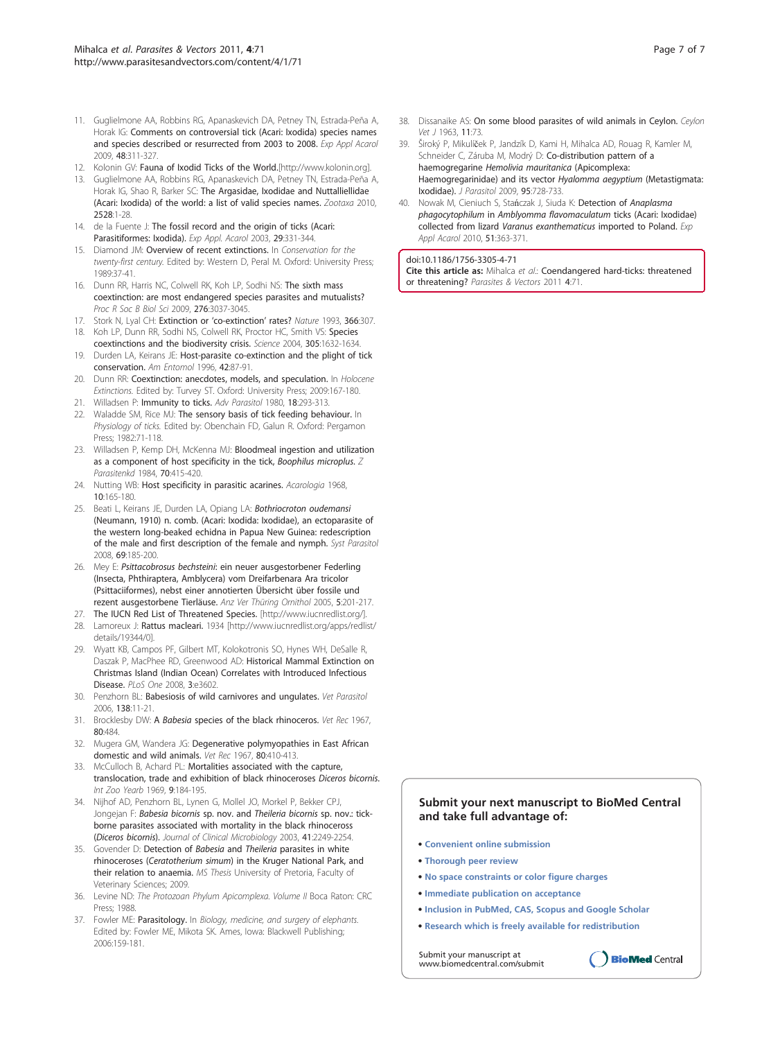11. Guglielmone AA, Robbins RG, Apanaskevich DA, Petney TN, Estrada-Peña A, Horak IG: **Comments on controversial tick (Acari: Ixodida) species names and species described or resurrected from 2003 to 2008.** *Exp Appl Acarol* 2009, **48**:311-327.
12. Kolonin GV: **Fauna of Ixodid Ticks of the World.**[http://www.kolonin.org].
13. Guglielmone AA, Robbins RG, Apanaskevich DA, Petney TN, Estrada-Peña A, Horak IG, Shao R, Barker SC: **The Argasidae, Ixodidae and Nuttalliellidae (Acari: Ixodida) of the world: a list of valid species names.** *Zootaxa* 2010, **2528**:1-28.
14. de la Fuente J: **The fossil record and the origin of ticks (Acari: Parasitiformes: Ixodida).** *Exp Appl. Acarol* 2003, **29**:331-344.
15. Diamond JM: **Overview of recent extinctions.** In *Conservation for the twenty-first century.* Edited by: Western D, Peral M. Oxford: University Press; 1989:37-41.
16. Dunn RR, Harris NC, Colwell RK, Koh LP, Sodhi NS: **The sixth mass coextinction: are most endangered species parasites and mutualists?** *Proc R Soc B Biol Sci* 2009, **276**:3037-3045.
17. Stork N, Lyal CH: **Extinction or 'co-extinction' rates?** *Nature* 1993, **366**:307.
18. Koh LP, Dunn RR, Sodhi NS, Colwell RK, Proctor HC, Smith VS: **Species coextinctions and the biodiversity crisis.** *Science* 2004, **305**:1632-1634.
19. Durden LA, Keirans JE: **Host-parasite co-extinction and the plight of tick conservation.** *Am Entomol* 1996, **42**:87-91.
20. Dunn RR: **Coextinction: anecdotes, models, and speculation.** In *Holocene Extinctions.* Edited by: Turvey ST. Oxford: University Press; 2009:167-180.
21. Willadsen P: **Immunity to ticks.** *Adv Parasitol* 1980, **18**:293-313.
22. Waladde SM, Rice MJ: **The sensory basis of tick feeding behaviour.** In *Physiology of ticks.* Edited by: Obenchain FD, Galun R. Oxford: Pergamon Press; 1982:71-118.
23. Willadsen P, Kemp DH, McKenna MJ: **Bloodmeal ingestion and utilization as a component of host specificity in the tick, *Boophilus microplus*.** *Z Parasitenkd* 1984, **70**:415-420.
24. Nutting WB: **Host specificity in parasitic acarines.** *Acarologia* 1968, **10**:165-180.
25. Beati L, Keirans JE, Durden LA, Opiang LA: ***Bothriocroton oudemansi* (Neumann, 1910) n. comb. (Acari: Ixodida: Ixodidae), an ectoparasite of the western long-beaked echidna in Papua New Guinea: redescription of the male and first description of the female and nymph.** *Syst Parasitol* 2008, **69**:185-200.
26. Mey E: ***Psittacobrosus bechsteini*: ein neuer ausgestorbener Federling (Insecta, Phthiraptera, Amblycera) vom Dreifarbenara Ara tricolor (Psittaciiformes), nebst einer annotierten Übersicht über fossile und rezent ausgestorbene Tierläuse.** *Anz Ver Thüring Ornithol* 2005, **5**:201-217.
27. **The IUCN Red List of Threatened Species.** [http://www.iucnredlist.org/].
28. Lamoreux J: **Rattus macleari.** 1934 [http://www.iucnredlist.org/apps/redlist/details/19344/0].
29. Wyatt KB, Campos PF, Gilbert MT, Kolokotronis SO, Hynes WH, DeSalle R, Daszak P, MacPhee RD, Greenwood AD: **Historical Mammal Extinction on Christmas Island (Indian Ocean) Correlates with Introduced Infectious Disease.** *PLoS One* 2008, **3**:e3602.
30. Penzhorn BL: **Babesiosis of wild carnivores and ungulates.** *Vet Parasitol* 2006, **138**:11-21.
31. Brocklesby DW: **A *Babesia* species of the black rhinoceros.** *Vet Rec* 1967, **80**:484.
32. Mugera GM, Wandera JG: **Degenerative polymyopathies in East African domestic and wild animals.** *Vet Rec* 1967, **80**:410-413.
33. McCulloch B, Achard PL: **Mortalities associated with the capture, translocation, trade and exhibition of black rhinoceroses *Diceros bicornis*.** *Int Zoo Yearb* 1969, **9**:184-195.
34. Nijhof AD, Penzhorn BL, Lynen G, Mollel JO, Morkel P, Bekker CPJ, Jongejan F: ***Babesia bicornis* sp. nov. and *Theileria bicornis* sp. nov.: tick-borne parasites associated with mortality in the black rhinoceross (*Diceros bicornis*).** *Journal of Clinical Microbiology* 2003, **41**:2249-2254.
35. Govender D: **Detection of *Babesia* and *Theileria* parasites in white rhinoceroses (*Ceratotherium simum*) in the Kruger National Park, and their relation to anaemia.** *MS Thesis* University of Pretoria, Faculty of Veterinary Sciences; 2009.
36. Levine ND: *The Protozoan Phylum Apicomplexa. Volume II* Boca Raton: CRC Press; 1988.
37. Fowler ME: **Parasitology.** In *Biology, medicine, and surgery of elephants.* Edited by: Fowler ME, Mikota SK. Ames, Iowa: Blackwell Publishing; 2006:159-181.
38. Dissanaike AS: **On some blood parasites of wild animals in Ceylon.** *Ceylon Vet J* 1963, **11**:73.
39. Široký P, Mikulíček P, Jandzík D, Kami H, Mihalca AD, Rouag R, Kamler M, Schneider C, Záruba M, Modrý D: **Co-distribution pattern of a haemogregarine *Hemolivia mauritanica* (Apicomplexa: Haemogregarinidae) and its vector *Hyalomma aegyptium* (Metastigmata: Ixodidae).** *J Parasitol* 2009, **95**:728-733.
40. Nowak M, Cieniuch S, Stańczak J, Siuda K: **Detection of *Anaplasma phagocytophilum* in *Amblyomma flavomaculatum* ticks (Acari: Ixodidae) collected from lizard *Varanus exanthematicus* imported to Poland.** *Exp Appl Acarol* 2010, **51**:363-371.

doi:10.1186/1756-3305-4-71
**Cite this article as:** Mihalca *et al.*: Coendangered hard-ticks: threatened or threatening? *Parasites & Vectors* 2011 **4**:71.

**Submit your next manuscript to BioMed Central and take full advantage of:**

- **Convenient online submission**
- **Thorough peer review**
- **No space constraints or color figure charges**
- **Immediate publication on acceptance**
- **Inclusion in PubMed, CAS, Scopus and Google Scholar**
- **Research which is freely available for redistribution**

Submit your manuscript at
www.biomedcentral.com/submit

BioMed Central